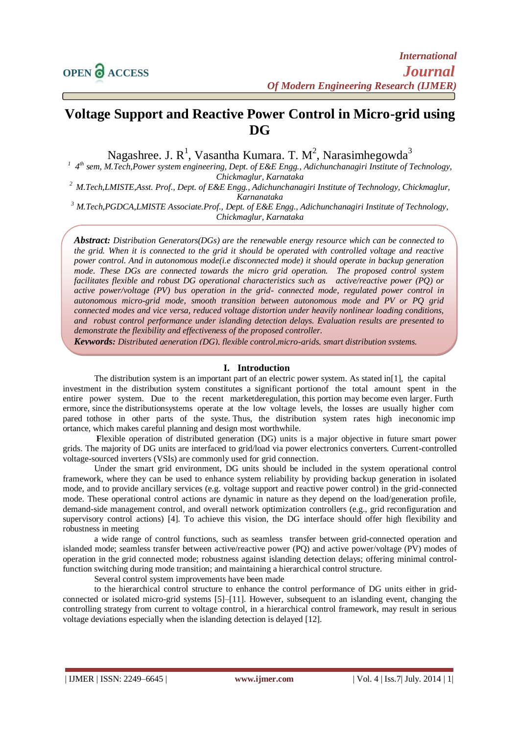# Voltage Support and Reactive Power Control in Micro-grid using DG

Nagashree. J. R[1], Vasantha Kumara. T. M[2], Narasimhegowda[3]

[1] 4th sem, M.Tech,Power system engineering, Dept. of E&E Engg., Adichunchanagiri Institute of Technology, Chickmaglur, Karnataka

[2] M.Tech,LMISTE,Asst. Prof., Dept. of E&E Engg., Adichunchanagiri Institute of Technology, Chickmaglur, Karnanataka

[3] M.Tech,PGDCA,LMISTE Associate.Prof., Dept. of E&E Engg., Adichunchanagiri Institute of Technology, Chickmaglur, Karnataka

***Abstract:*** *Distribution Generators(DGs) are the renewable energy resource which can be connected to the grid. When it is connected to the grid it should be operated with controlled voltage and reactive power control. And in autonomous mode(i.e disconnected mode) it should operate in backup generation mode. These DGs are connected towards the micro grid operation. The proposed control system facilitates flexible and robust DG operational characteristics such as active/reactive power (PQ) or active power/voltage (PV) bus operation in the grid- connected mode, regulated power control in autonomous micro-grid mode, smooth transition between autonomous mode and PV or PQ grid connected modes and vice versa, reduced voltage distortion under heavily nonlinear loading conditions, and robust control performance under islanding detection delays. Evaluation results are presented to demonstrate the flexibility and effectiveness of the proposed controller.*

***Keywords:*** *Distributed generation (DG), flexible control,micro-grids, smart distribution systems.*

## I. Introduction

The distribution system is an important part of an electric power system. As stated in[1], the capital investment in the distribution system constitutes a significant portionof the total amount spent in the entire power system. Due to the recent marketderegulation, this portion may become even larger. Furth ermore, since the distributionsystems operate at the low voltage levels, the losses are usually higher com pared tothose in other parts of the syste. Thus, the distribution system rates high ineconomic imp ortance, which makes careful planning and design most worthwhile.

**F**lexible operation of distributed generation (DG) units is a major objective in future smart power grids. The majority of DG units are interfaced to grid/load via power electronics converters. Current-controlled voltage-sourced inverters (VSIs) are commonly used for grid connection.

Under the smart grid environment, DG units should be included in the system operational control framework, where they can be used to enhance system reliability by providing backup generation in isolated mode, and to provide ancillary services (e.g. voltage support and reactive power control) in the grid-connected mode. These operational control actions are dynamic in nature as they depend on the load/generation profile, demand-side management control, and overall network optimization controllers (e.g., grid reconfiguration and supervisory control actions) [4]. To achieve this vision, the DG interface should offer high flexibility and robustness in meeting

a wide range of control functions, such as seamless transfer between grid-connected operation and islanded mode; seamless transfer between active/reactive power (PQ) and active power/voltage (PV) modes of operation in the grid connected mode; robustness against islanding detection delays; offering minimal control-function switching during mode transition; and maintaining a hierarchical control structure.

Several control system improvements have been made

to the hierarchical control structure to enhance the control performance of DG units either in grid-connected or isolated micro-grid systems [5]–[11]. However, subsequent to an islanding event, changing the controlling strategy from current to voltage control, in a hierarchical control framework, may result in serious voltage deviations especially when the islanding detection is delayed [12].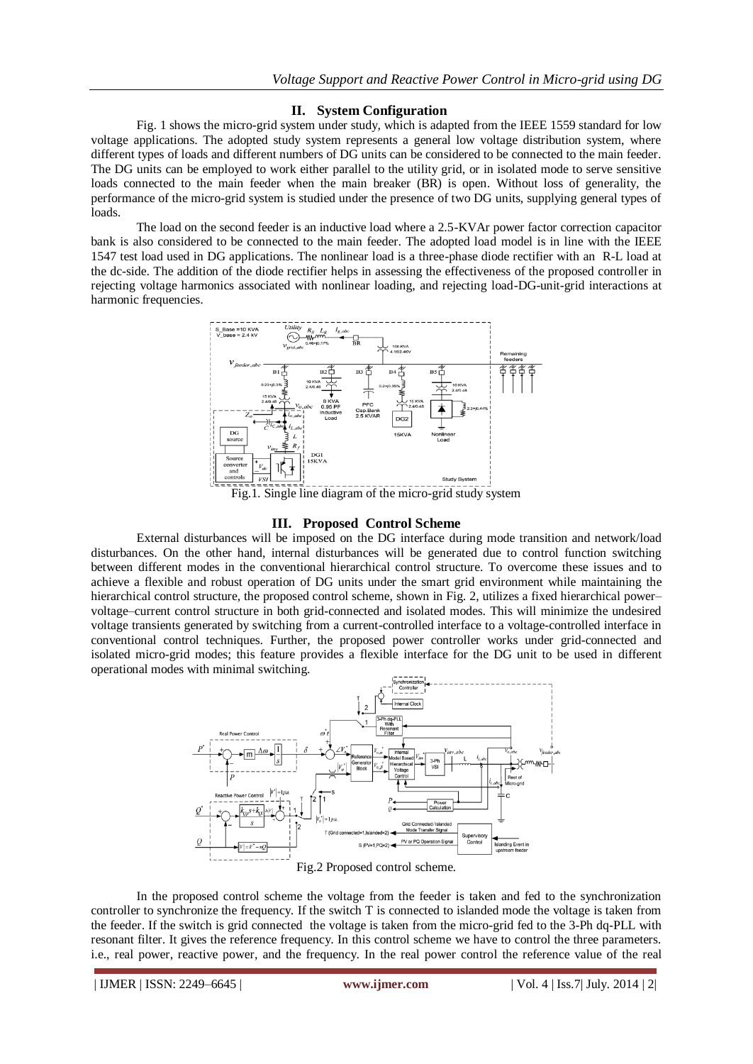## II. System Configuration

Fig. 1 shows the micro-grid system under study, which is adapted from the IEEE 1559 standard for low voltage applications. The adopted study system represents a general low voltage distribution system, where different types of loads and different numbers of DG units can be considered to be connected to the main feeder. The DG units can be employed to work either parallel to the utility grid, or in isolated mode to serve sensitive loads connected to the main feeder when the main breaker (BR) is open. Without loss of generality, the performance of the micro-grid system is studied under the presence of two DG units, supplying general types of loads.

The load on the second feeder is an inductive load where a 2.5-KVAr power factor correction capacitor bank is also considered to be connected to the main feeder. The adopted load model is in line with the IEEE 1547 test load used in DG applications. The nonlinear load is a three-phase diode rectifier with an R-L load at the dc-side. The addition of the diode rectifier helps in assessing the effectiveness of the proposed controller in rejecting voltage harmonics associated with nonlinear loading, and rejecting load-DG-unit-grid interactions at harmonic frequencies.

Fig.1. Single line diagram of the micro-grid study system

## III. Proposed Control Scheme

External disturbances will be imposed on the DG interface during mode transition and network/load disturbances. On the other hand, internal disturbances will be generated due to control function switching between different modes in the conventional hierarchical control structure. To overcome these issues and to achieve a flexible and robust operation of DG units under the smart grid environment while maintaining the hierarchical control structure, the proposed control scheme, shown in Fig. 2, utilizes a fixed hierarchical power–voltage–current control structure in both grid-connected and isolated modes. This will minimize the undesired voltage transients generated by switching from a current-controlled interface to a voltage-controlled interface in conventional control techniques. Further, the proposed power controller works under grid-connected and isolated micro-grid modes; this feature provides a flexible interface for the DG unit to be used in different operational modes with minimal switching.

Fig.2 Proposed control scheme.

In the proposed control scheme the voltage from the feeder is taken and fed to the synchronization controller to synchronize the frequency. If the switch T is connected to islanded mode the voltage is taken from the feeder. If the switch is grid connected the voltage is taken from the micro-grid fed to the 3-Ph dq-PLL with resonant filter. It gives the reference frequency. In this control scheme we have to control the three parameters. i.e., real power, reactive power, and the frequency. In the real power control the reference value of the real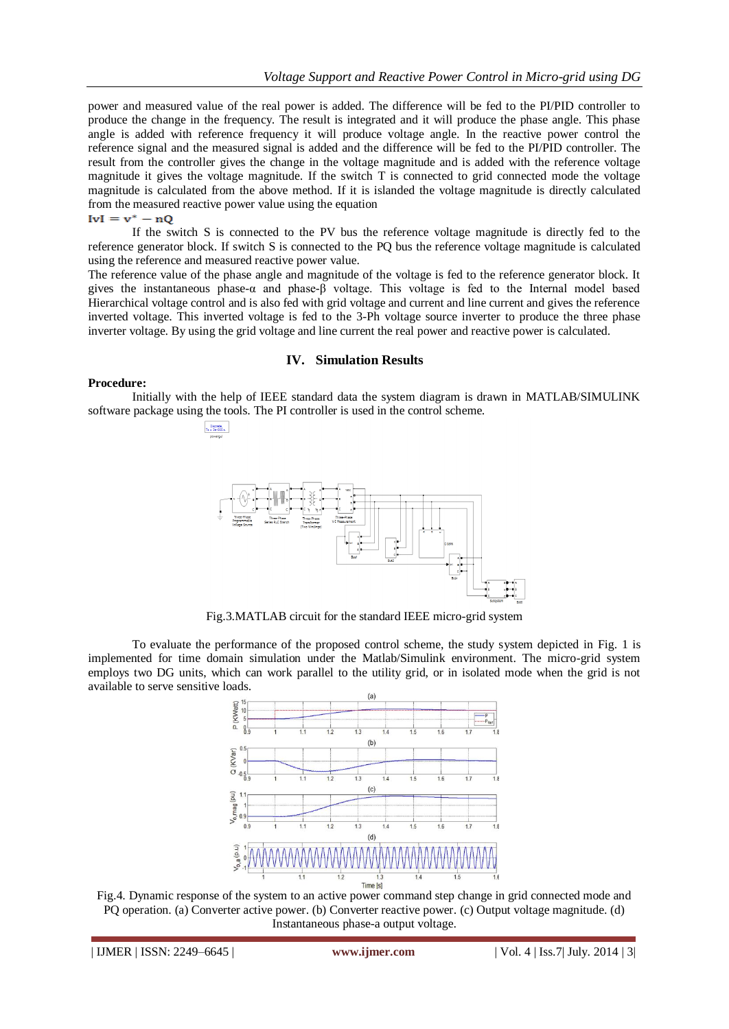power and measured value of the real power is added. The difference will be fed to the PI/PID controller to produce the change in the frequency. The result is integrated and it will produce the phase angle. This phase angle is added with reference frequency it will produce voltage angle. In the reactive power control the reference signal and the measured signal is added and the difference will be fed to the PI/PID controller. The result from the controller gives the change in the voltage magnitude and is added with the reference voltage magnitude it gives the voltage magnitude. If the switch T is connected to grid connected mode the voltage magnitude is calculated from the above method. If it is islanded the voltage magnitude is directly calculated from the measured reactive power value using the equation

$$|v| = v^* - nQ$$

If the switch S is connected to the PV bus the reference voltage magnitude is directly fed to the reference generator block. If switch S is connected to the PQ bus the reference voltage magnitude is calculated using the reference and measured reactive power value.

The reference value of the phase angle and magnitude of the voltage is fed to the reference generator block. It gives the instantaneous phase-α and phase-β voltage. This voltage is fed to the Internal model based Hierarchical voltage control and is also fed with grid voltage and current and line current and gives the reference inverted voltage. This inverted voltage is fed to the 3-Ph voltage source inverter to produce the three phase inverter voltage. By using the grid voltage and line current the real power and reactive power is calculated.

## IV. Simulation Results

**Procedure:**

Initially with the help of IEEE standard data the system diagram is drawn in MATLAB/SIMULINK software package using the tools. The PI controller is used in the control scheme.

Fig.3.MATLAB circuit for the standard IEEE micro-grid system

To evaluate the performance of the proposed control scheme, the study system depicted in Fig. 1 is implemented for time domain simulation under the Matlab/Simulink environment. The micro-grid system employs two DG units, which can work parallel to the utility grid, or in isolated mode when the grid is not available to serve sensitive loads.

Fig.4. Dynamic response of the system to an active power command step change in grid connected mode and PQ operation. (a) Converter active power. (b) Converter reactive power. (c) Output voltage magnitude. (d) Instantaneous phase-a output voltage.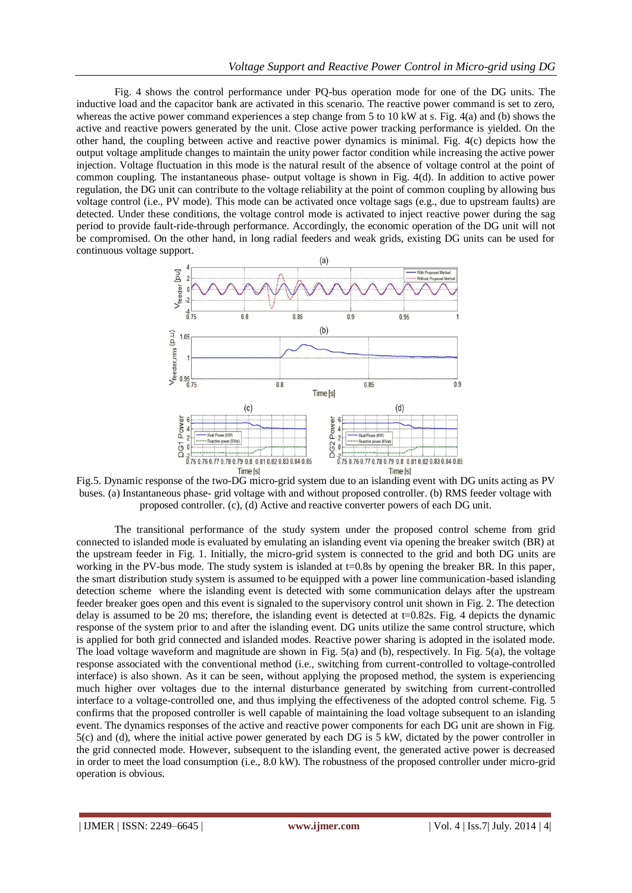Fig. 4 shows the control performance under PQ-bus operation mode for one of the DG units. The inductive load and the capacitor bank are activated in this scenario. The reactive power command is set to zero, whereas the active power command experiences a step change from 5 to 10 kW at s. Fig. 4(a) and (b) shows the active and reactive powers generated by the unit. Close active power tracking performance is yielded. On the other hand, the coupling between active and reactive power dynamics is minimal. Fig. 4(c) depicts how the output voltage amplitude changes to maintain the unity power factor condition while increasing the active power injection. Voltage fluctuation in this mode is the natural result of the absence of voltage control at the point of common coupling. The instantaneous phase- output voltage is shown in Fig. 4(d). In addition to active power regulation, the DG unit can contribute to the voltage reliability at the point of common coupling by allowing bus voltage control (i.e., PV mode). This mode can be activated once voltage sags (e.g., due to upstream faults) are detected. Under these conditions, the voltage control mode is activated to inject reactive power during the sag period to provide fault-ride-through performance. Accordingly, the economic operation of the DG unit will not be compromised. On the other hand, in long radial feeders and weak grids, existing DG units can be used for continuous voltage support.

Fig.5. Dynamic response of the two-DG micro-grid system due to an islanding event with DG units acting as PV buses. (a) Instantaneous phase- grid voltage with and without proposed controller. (b) RMS feeder voltage with proposed controller. (c), (d) Active and reactive converter powers of each DG unit.

The transitional performance of the study system under the proposed control scheme from grid connected to islanded mode is evaluated by emulating an islanding event via opening the breaker switch (BR) at the upstream feeder in Fig. 1. Initially, the micro-grid system is connected to the grid and both DG units are working in the PV-bus mode. The study system is islanded at t=0.8s by opening the breaker BR. In this paper, the smart distribution study system is assumed to be equipped with a power line communication-based islanding detection scheme where the islanding event is detected with some communication delays after the upstream feeder breaker goes open and this event is signaled to the supervisory control unit shown in Fig. 2. The detection delay is assumed to be 20 ms; therefore, the islanding event is detected at t=0.82s. Fig. 4 depicts the dynamic response of the system prior to and after the islanding event. DG units utilize the same control structure, which is applied for both grid connected and islanded modes. Reactive power sharing is adopted in the isolated mode. The load voltage waveform and magnitude are shown in Fig. 5(a) and (b), respectively. In Fig. 5(a), the voltage response associated with the conventional method (i.e., switching from current-controlled to voltage-controlled interface) is also shown. As it can be seen, without applying the proposed method, the system is experiencing much higher over voltages due to the internal disturbance generated by switching from current-controlled interface to a voltage-controlled one, and thus implying the effectiveness of the adopted control scheme. Fig. 5 confirms that the proposed controller is well capable of maintaining the load voltage subsequent to an islanding event. The dynamics responses of the active and reactive power components for each DG unit are shown in Fig. 5(c) and (d), where the initial active power generated by each DG is 5 kW, dictated by the power controller in the grid connected mode. However, subsequent to the islanding event, the generated active power is decreased in order to meet the load consumption (i.e., 8.0 kW). The robustness of the proposed controller under micro-grid operation is obvious.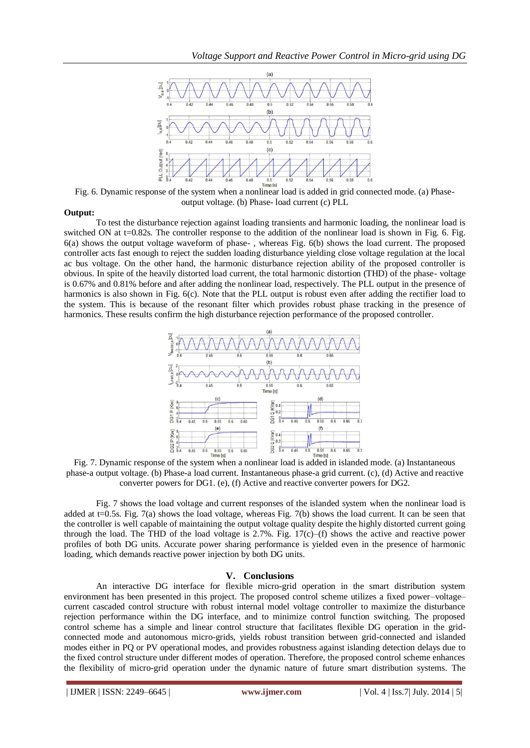Fig. 6. Dynamic response of the system when a nonlinear load is added in grid connected mode. (a) Phase-output voltage. (b) Phase- load current (c) PLL

**Output:**

To test the disturbance rejection against loading transients and harmonic loading, the nonlinear load is switched ON at t=0.82s. The controller response to the addition of the nonlinear load is shown in Fig. 6. Fig. 6(a) shows the output voltage waveform of phase- , whereas Fig. 6(b) shows the load current. The proposed controller acts fast enough to reject the sudden loading disturbance yielding close voltage regulation at the local ac bus voltage. On the other hand, the harmonic disturbance rejection ability of the proposed controller is obvious. In spite of the heavily distorted load current, the total harmonic distortion (THD) of the phase- voltage is 0.67% and 0.81% before and after adding the nonlinear load, respectively. The PLL output in the presence of harmonics is also shown in Fig. 6(c). Note that the PLL output is robust even after adding the rectifier load to the system. This is because of the resonant filter which provides robust phase tracking in the presence of harmonics. These results confirm the high disturbance rejection performance of the proposed controller.

Fig. 7. Dynamic response of the system when a nonlinear load is added in islanded mode. (a) Instantaneous phase-a output voltage. (b) Phase-a load current. Instantaneous phase-a grid current. (c), (d) Active and reactive converter powers for DG1. (e), (f) Active and reactive converter powers for DG2.

Fig. 7 shows the load voltage and current responses of the islanded system when the nonlinear load is added at t=0.5s. Fig. 7(a) shows the load voltage, whereas Fig. 7(b) shows the load current. It can be seen that the controller is well capable of maintaining the output voltage quality despite the highly distorted current going through the load. The THD of the load voltage is 2.7%. Fig. 17(c)–(f) shows the active and reactive power profiles of both DG units. Accurate power sharing performance is yielded even in the presence of harmonic loading, which demands reactive power injection by both DG units.

## V. Conclusions

An interactive DG interface for flexible micro-grid operation in the smart distribution system environment has been presented in this project. The proposed control scheme utilizes a fixed power–voltage–current cascaded control structure with robust internal model voltage controller to maximize the disturbance rejection performance within the DG interface, and to minimize control function switching. The proposed control scheme has a simple and linear control structure that facilitates flexible DG operation in the grid-connected mode and autonomous micro-grids, yields robust transition between grid-connected and islanded modes either in PQ or PV operational modes, and provides robustness against islanding detection delays due to the fixed control structure under different modes of operation. Therefore, the proposed control scheme enhances the flexibility of micro-grid operation under the dynamic nature of future smart distribution systems. The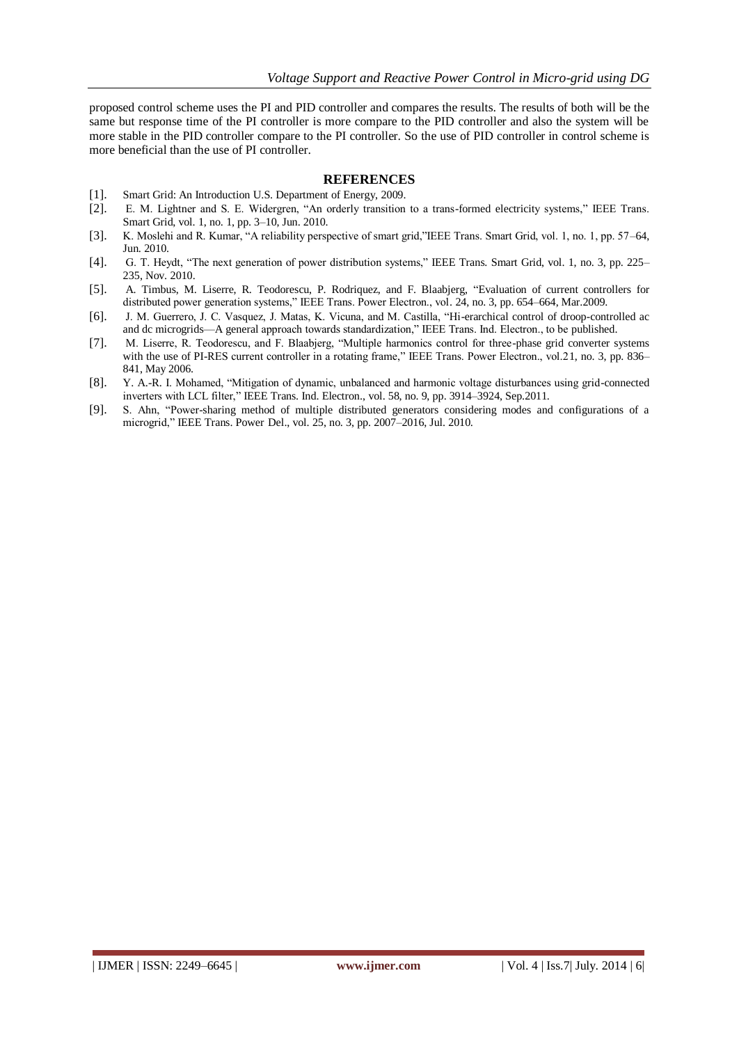proposed control scheme uses the PI and PID controller and compares the results. The results of both will be the same but response time of the PI controller is more compare to the PID controller and also the system will be more stable in the PID controller compare to the PI controller. So the use of PID controller in control scheme is more beneficial than the use of PI controller.

## REFERENCES

[1]. Smart Grid: An Introduction U.S. Department of Energy, 2009.

[2]. E. M. Lightner and S. E. Widergren, "An orderly transition to a trans-formed electricity systems," IEEE Trans. Smart Grid, vol. 1, no. 1, pp. 3–10, Jun. 2010.

[3]. K. Moslehi and R. Kumar, "A reliability perspective of smart grid,"IEEE Trans. Smart Grid, vol. 1, no. 1, pp. 57–64, Jun. 2010.

[4]. G. T. Heydt, "The next generation of power distribution systems," IEEE Trans. Smart Grid, vol. 1, no. 3, pp. 225–235, Nov. 2010.

[5]. A. Timbus, M. Liserre, R. Teodorescu, P. Rodriquez, and F. Blaabjerg, "Evaluation of current controllers for distributed power generation systems," IEEE Trans. Power Electron., vol. 24, no. 3, pp. 654–664, Mar.2009.

[6]. J. M. Guerrero, J. C. Vasquez, J. Matas, K. Vicuna, and M. Castilla, "Hi-erarchical control of droop-controlled ac and dc microgrids—A general approach towards standardization," IEEE Trans. Ind. Electron., to be published.

[7]. M. Liserre, R. Teodorescu, and F. Blaabjerg, "Multiple harmonics control for three-phase grid converter systems with the use of PI-RES current controller in a rotating frame," IEEE Trans. Power Electron., vol.21, no. 3, pp. 836–841, May 2006.

[8]. Y. A.-R. I. Mohamed, "Mitigation of dynamic, unbalanced and harmonic voltage disturbances using grid-connected inverters with LCL filter," IEEE Trans. Ind. Electron., vol. 58, no. 9, pp. 3914–3924, Sep.2011.

[9]. S. Ahn, "Power-sharing method of multiple distributed generators considering modes and configurations of a microgrid," IEEE Trans. Power Del., vol. 25, no. 3, pp. 2007–2016, Jul. 2010.